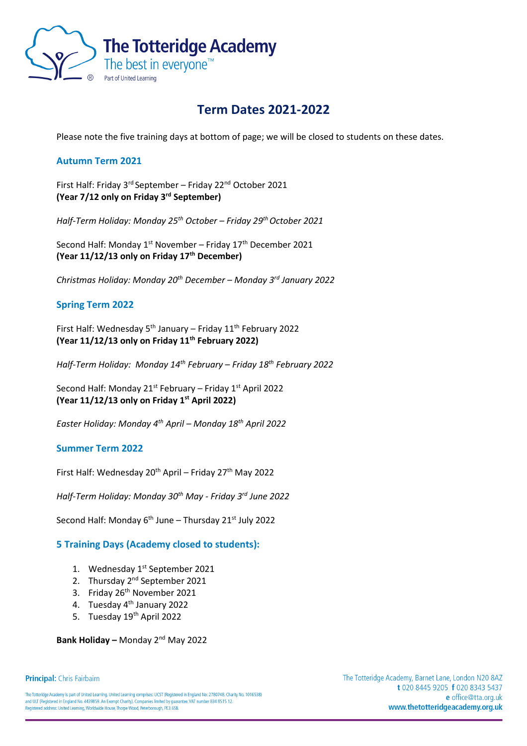The Totteridge Academy
The best in everyone™
Part of United Learning

# Term Dates 2021-2022

Please note the five training days at bottom of page; we will be closed to students on these dates.

## Autumn Term 2021

First Half: Friday 3rd September – Friday 22nd October 2021
**(Year 7/12 only on Friday 3rd September)**

*Half-Term Holiday: Monday 25th October – Friday 29th October 2021*

Second Half: Monday 1st November – Friday 17th December 2021
**(Year 11/12/13 only on Friday 17th December)**

*Christmas Holiday: Monday 20th December – Monday 3rd January 2022*

## Spring Term 2022

First Half: Wednesday 5th January – Friday 11th February 2022
**(Year 11/12/13 only on Friday 11th February 2022)**

*Half-Term Holiday: Monday 14th February – Friday 18th February 2022*

Second Half: Monday 21st February – Friday 1st April 2022
**(Year 11/12/13 only on Friday 1st April 2022)**

*Easter Holiday: Monday 4th April – Monday 18th April 2022*

## Summer Term 2022

First Half: Wednesday 20th April – Friday 27th May 2022

*Half-Term Holiday: Monday 30th May - Friday 3rd June 2022*

Second Half: Monday 6th June – Thursday 21st July 2022

## 5 Training Days (Academy closed to students):

1. Wednesday 1st September 2021
2. Thursday 2nd September 2021
3. Friday 26th November 2021
4. Tuesday 4th January 2022
5. Tuesday 19th April 2022

**Bank Holiday –** Monday 2nd May 2022

**Principal:** Chris Fairbairn

The Totteridge Academy is part of United Learning. United Learning comprises: UCST (Registered in England No: 2780748. Charity No. 1016538) and ULT (Registered in England No. 4439859. An Exempt Charity). Companies limited by guarantee. VAT number 834 8515 12. Registered address: United Learning, Worldwide House, Thorpe Wood, Peterborough, PE3 6SB.

The Totteridge Academy, Barnet Lane, London N20 8AZ
**t** 020 8445 9205 **f** 020 8343 5437
**e** office@tta.org.uk
**www.thetotteridgeacademy.org.uk**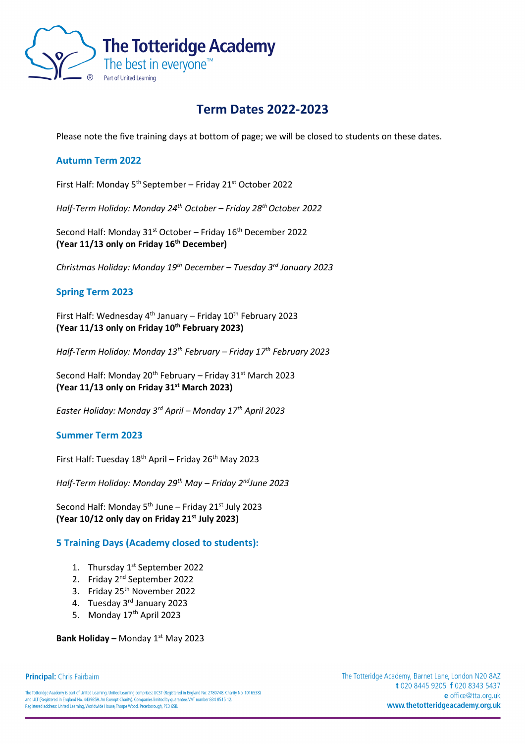# The Totteridge Academy

The best in everyone™

Part of United Learning

## Term Dates 2022-2023

Please note the five training days at bottom of page; we will be closed to students on these dates.

### Autumn Term 2022

First Half: Monday 5th September – Friday 21st October 2022

*Half-Term Holiday: Monday 24th October – Friday 28th October 2022*

Second Half: Monday 31st October – Friday 16th December 2022
**(Year 11/13 only on Friday 16th December)**

*Christmas Holiday: Monday 19th December – Tuesday 3rd January 2023*

### Spring Term 2023

First Half: Wednesday 4th January – Friday 10th February 2023
**(Year 11/13 only on Friday 10th February 2023)**

*Half-Term Holiday: Monday 13th February – Friday 17th February 2023*

Second Half: Monday 20th February – Friday 31st March 2023
**(Year 11/13 only on Friday 31st March 2023)**

*Easter Holiday: Monday 3rd April – Monday 17th April 2023*

### Summer Term 2023

First Half: Tuesday 18th April – Friday 26th May 2023

*Half-Term Holiday: Monday 29th May – Friday 2nd June 2023*

Second Half: Monday 5th June – Friday 21st July 2023
**(Year 10/12 only day on Friday 21st July 2023)**

### 5 Training Days (Academy closed to students):

1. Thursday 1st September 2022
2. Friday 2nd September 2022
3. Friday 25th November 2022
4. Tuesday 3rd January 2023
5. Monday 17th April 2023

**Bank Holiday –** Monday 1st May 2023

**Principal:** Chris Fairbairn

The Totteridge Academy is part of United Learning. United Learning comprises: UCST (Registered in England No: 2780748. Charity No. 1016538) and ULT (Registered in England No. 4439859. An Exempt Charity). Companies limited by guarantee. VAT number 834 8515 12. Registered address: United Learning, Worldwide House, Thorpe Wood, Peterborough, PE3 6SB.

The Totteridge Academy, Barnet Lane, London N20 8AZ
**t** 020 8445 9205 **f** 020 8343 5437
**e** office@tta.org.uk
**www.thetotteridgeacademy.org.uk**